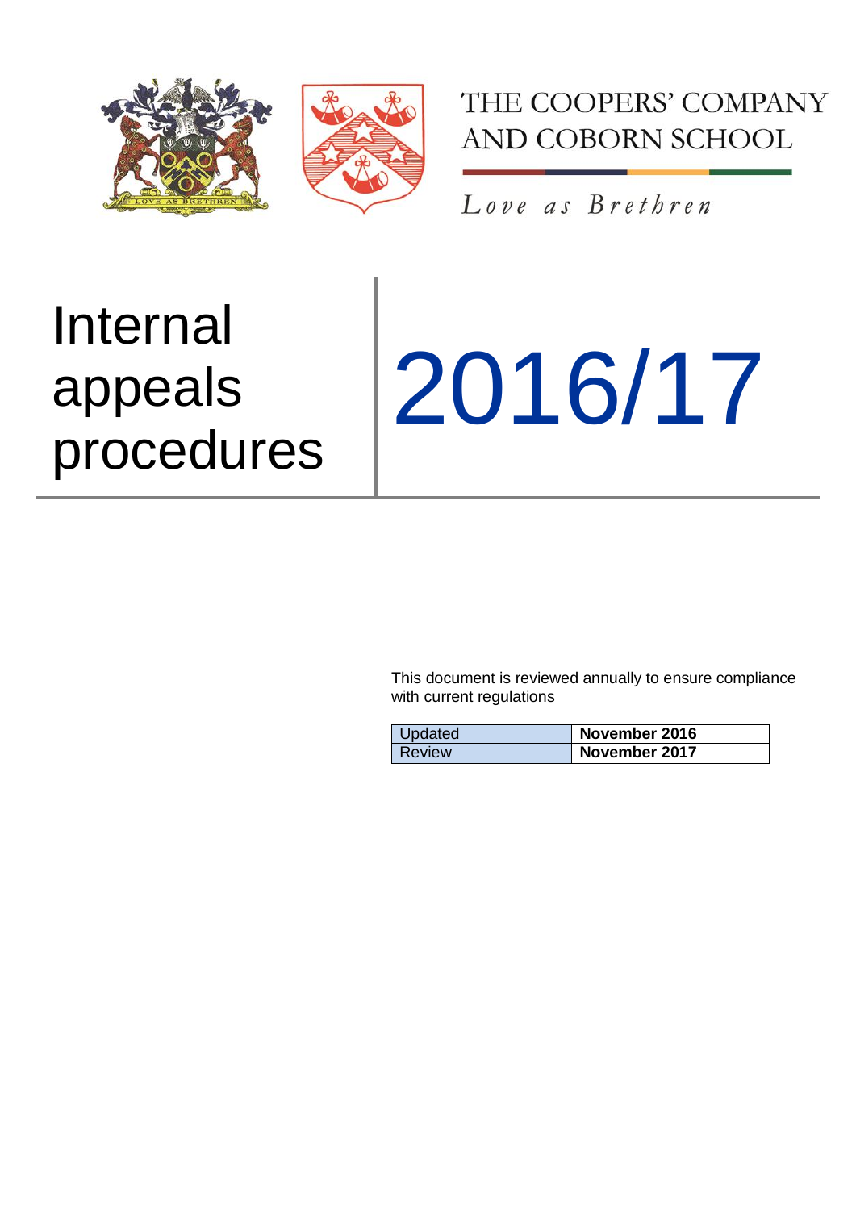THE COOPERS' COMPANY AND COBORN SCHOOL

*Love as Brethren*

# Internal appeals procedures

# 2016/17

This document is reviewed annually to ensure compliance with current regulations

| Updated | **November 2016** |
|---|---|
| Review | **November 2017** |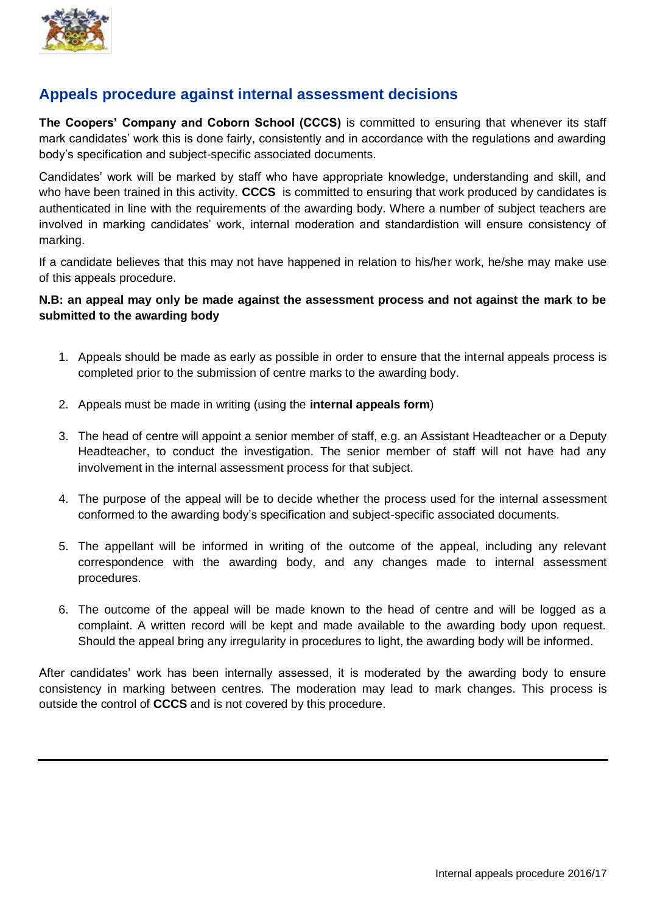## Appeals procedure against internal assessment decisions

**The Coopers' Company and Coborn School (CCCS)** is committed to ensuring that whenever its staff mark candidates' work this is done fairly, consistently and in accordance with the regulations and awarding body's specification and subject-specific associated documents.

Candidates' work will be marked by staff who have appropriate knowledge, understanding and skill, and who have been trained in this activity. **CCCS** is committed to ensuring that work produced by candidates is authenticated in line with the requirements of the awarding body. Where a number of subject teachers are involved in marking candidates' work, internal moderation and standardistion will ensure consistency of marking.

If a candidate believes that this may not have happened in relation to his/her work, he/she may make use of this appeals procedure.

**N.B: an appeal may only be made against the assessment process and not against the mark to be submitted to the awarding body**

1. Appeals should be made as early as possible in order to ensure that the internal appeals process is completed prior to the submission of centre marks to the awarding body.
2. Appeals must be made in writing (using the **internal appeals form**)
3. The head of centre will appoint a senior member of staff, e.g. an Assistant Headteacher or a Deputy Headteacher, to conduct the investigation. The senior member of staff will not have had any involvement in the internal assessment process for that subject.
4. The purpose of the appeal will be to decide whether the process used for the internal assessment conformed to the awarding body's specification and subject-specific associated documents.
5. The appellant will be informed in writing of the outcome of the appeal, including any relevant correspondence with the awarding body, and any changes made to internal assessment procedures.
6. The outcome of the appeal will be made known to the head of centre and will be logged as a complaint. A written record will be kept and made available to the awarding body upon request. Should the appeal bring any irregularity in procedures to light, the awarding body will be informed.

After candidates' work has been internally assessed, it is moderated by the awarding body to ensure consistency in marking between centres. The moderation may lead to mark changes. This process is outside the control of **CCCS** and is not covered by this procedure.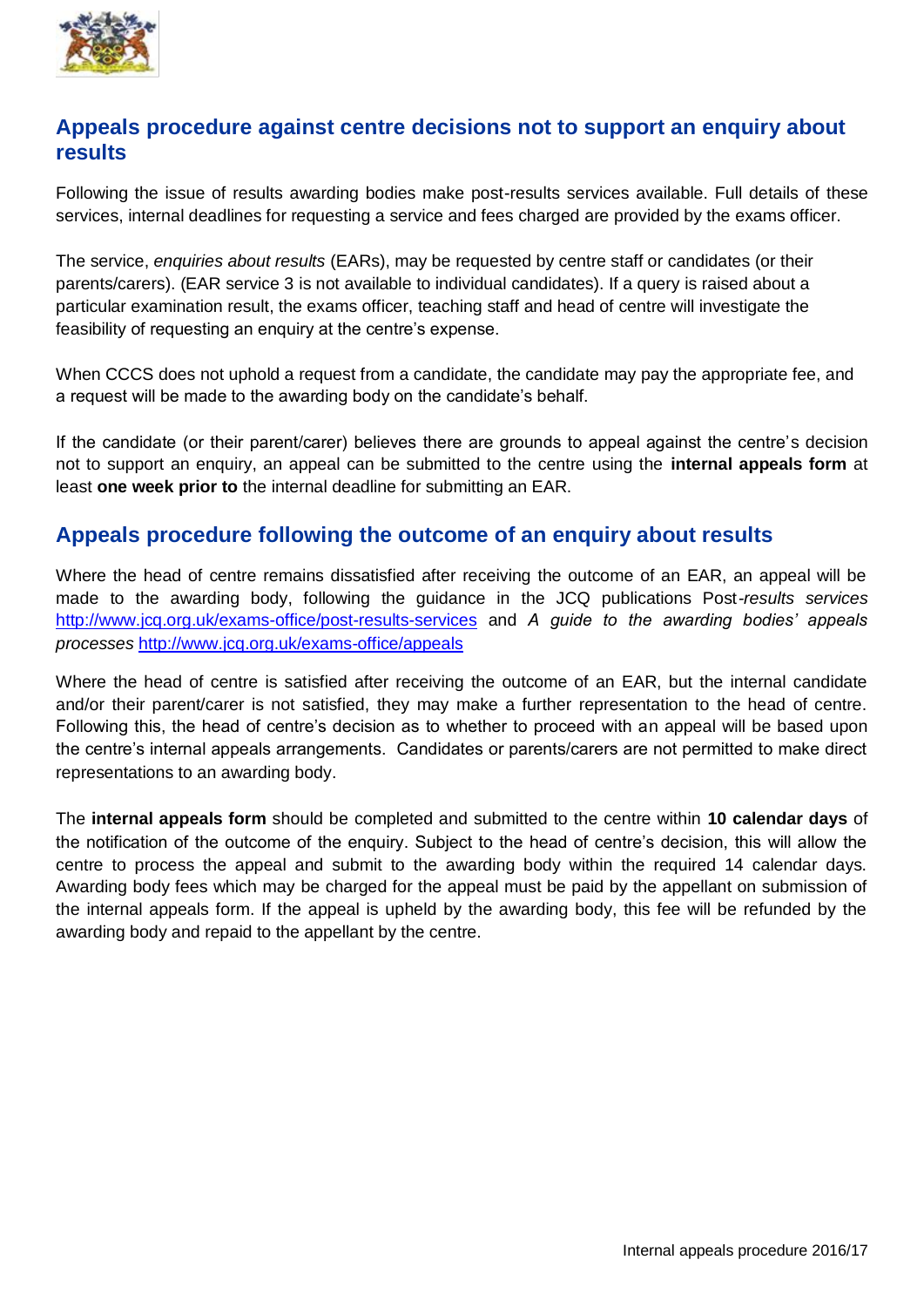## Appeals procedure against centre decisions not to support an enquiry about results

Following the issue of results awarding bodies make post-results services available. Full details of these services, internal deadlines for requesting a service and fees charged are provided by the exams officer.

The service, *enquiries about results* (EARs), may be requested by centre staff or candidates (or their parents/carers). (EAR service 3 is not available to individual candidates). If a query is raised about a particular examination result, the exams officer, teaching staff and head of centre will investigate the feasibility of requesting an enquiry at the centre's expense.

When CCCS does not uphold a request from a candidate, the candidate may pay the appropriate fee, and a request will be made to the awarding body on the candidate's behalf.

If the candidate (or their parent/carer) believes there are grounds to appeal against the centre's decision not to support an enquiry, an appeal can be submitted to the centre using the **internal appeals form** at least **one week prior to** the internal deadline for submitting an EAR.

## Appeals procedure following the outcome of an enquiry about results

Where the head of centre remains dissatisfied after receiving the outcome of an EAR, an appeal will be made to the awarding body, following the guidance in the JCQ publications Post-*results services* http://www.jcq.org.uk/exams-office/post-results-services and *A guide to the awarding bodies' appeals processes* http://www.jcq.org.uk/exams-office/appeals

Where the head of centre is satisfied after receiving the outcome of an EAR, but the internal candidate and/or their parent/carer is not satisfied, they may make a further representation to the head of centre. Following this, the head of centre's decision as to whether to proceed with an appeal will be based upon the centre's internal appeals arrangements. Candidates or parents/carers are not permitted to make direct representations to an awarding body.

The **internal appeals form** should be completed and submitted to the centre within **10 calendar days** of the notification of the outcome of the enquiry. Subject to the head of centre's decision, this will allow the centre to process the appeal and submit to the awarding body within the required 14 calendar days. Awarding body fees which may be charged for the appeal must be paid by the appellant on submission of the internal appeals form. If the appeal is upheld by the awarding body, this fee will be refunded by the awarding body and repaid to the appellant by the centre.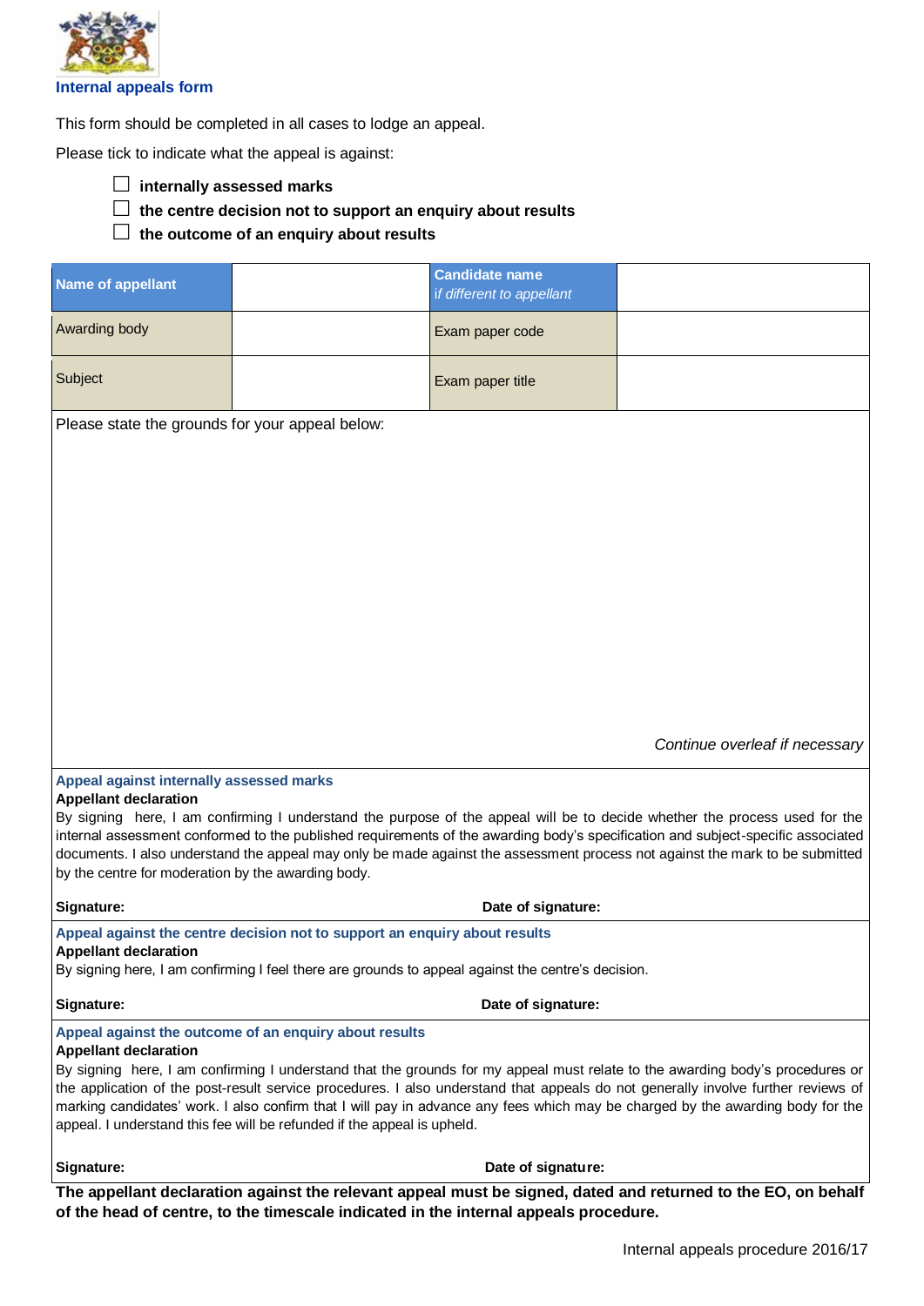## Internal appeals form

This form should be completed in all cases to lodge an appeal.

Please tick to indicate what the appeal is against:

- ☐ **internally assessed marks**
- ☐ **the centre decision not to support an enquiry about results**
- ☐ **the outcome of an enquiry about results**

| **Name of appellant** | | **Candidate name** *if different to appellant* | |
|---|---|---|---|
| Awarding body | | Exam paper code | |
| Subject | | Exam paper title | |

Please state the grounds for your appeal below:

*Continue overleaf if necessary*

### Appeal against internally assessed marks

**Appellant declaration**

By signing here, I am confirming I understand the purpose of the appeal will be to decide whether the process used for the internal assessment conformed to the published requirements of the awarding body's specification and subject-specific associated documents. I also understand the appeal may only be made against the assessment process not against the mark to be submitted by the centre for moderation by the awarding body.

**Signature:** **Date of signature:**

### Appeal against the centre decision not to support an enquiry about results

**Appellant declaration**

By signing here, I am confirming I feel there are grounds to appeal against the centre's decision.

**Signature:** **Date of signature:**

### Appeal against the outcome of an enquiry about results

**Appellant declaration**

By signing here, I am confirming I understand that the grounds for my appeal must relate to the awarding body's procedures or the application of the post-result service procedures. I also understand that appeals do not generally involve further reviews of marking candidates' work. I also confirm that I will pay in advance any fees which may be charged by the awarding body for the appeal. I understand this fee will be refunded if the appeal is upheld.

**Signature:** **Date of signature:**

**The appellant declaration against the relevant appeal must be signed, dated and returned to the EO, on behalf of the head of centre, to the timescale indicated in the internal appeals procedure.**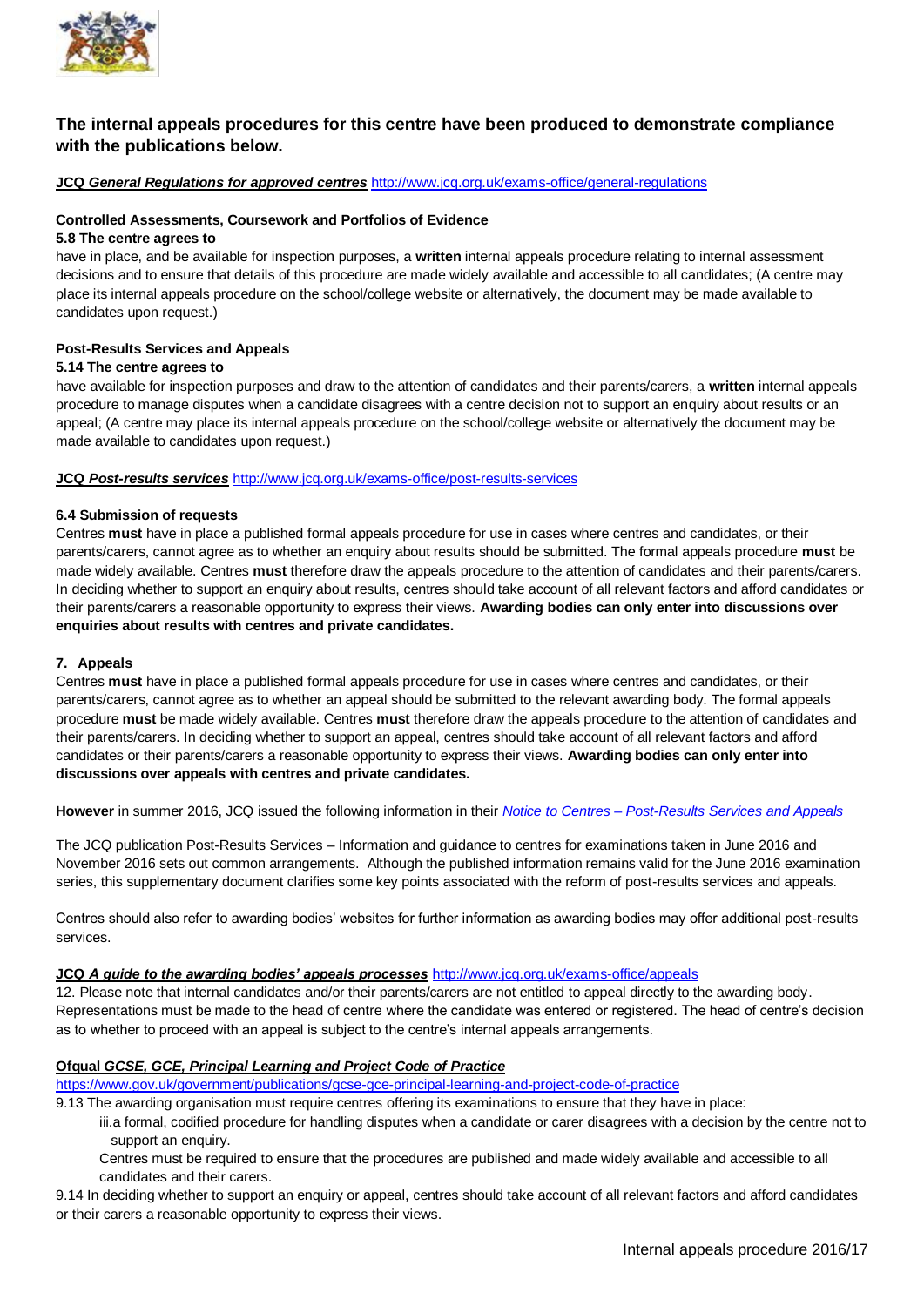## The internal appeals procedures for this centre have been produced to demonstrate compliance with the publications below.

**JCQ *General Regulations for approved centres*** http://www.jcq.org.uk/exams-office/general-regulations

**Controlled Assessments, Coursework and Portfolios of Evidence**

**5.8 The centre agrees to**

have in place, and be available for inspection purposes, a **written** internal appeals procedure relating to internal assessment decisions and to ensure that details of this procedure are made widely available and accessible to all candidates; (A centre may place its internal appeals procedure on the school/college website or alternatively, the document may be made available to candidates upon request.)

**Post-Results Services and Appeals**

**5.14 The centre agrees to**

have available for inspection purposes and draw to the attention of candidates and their parents/carers, a **written** internal appeals procedure to manage disputes when a candidate disagrees with a centre decision not to support an enquiry about results or an appeal; (A centre may place its internal appeals procedure on the school/college website or alternatively the document may be made available to candidates upon request.)

**JCQ *Post-results services*** http://www.jcq.org.uk/exams-office/post-results-services

**6.4 Submission of requests**

Centres **must** have in place a published formal appeals procedure for use in cases where centres and candidates, or their parents/carers, cannot agree as to whether an enquiry about results should be submitted. The formal appeals procedure **must** be made widely available. Centres **must** therefore draw the appeals procedure to the attention of candidates and their parents/carers. In deciding whether to support an enquiry about results, centres should take account of all relevant factors and afford candidates or their parents/carers a reasonable opportunity to express their views. **Awarding bodies can only enter into discussions over enquiries about results with centres and private candidates.**

**7. Appeals**

Centres **must** have in place a published formal appeals procedure for use in cases where centres and candidates, or their parents/carers, cannot agree as to whether an appeal should be submitted to the relevant awarding body. The formal appeals procedure **must** be made widely available. Centres **must** therefore draw the appeals procedure to the attention of candidates and their parents/carers. In deciding whether to support an appeal, centres should take account of all relevant factors and afford candidates or their parents/carers a reasonable opportunity to express their views. **Awarding bodies can only enter into discussions over appeals with centres and private candidates.**

**However** in summer 2016, JCQ issued the following information in their *Notice to Centres – Post-Results Services and Appeals*

The JCQ publication Post-Results Services – Information and guidance to centres for examinations taken in June 2016 and November 2016 sets out common arrangements. Although the published information remains valid for the June 2016 examination series, this supplementary document clarifies some key points associated with the reform of post-results services and appeals.

Centres should also refer to awarding bodies' websites for further information as awarding bodies may offer additional post-results services.

**JCQ *A guide to the awarding bodies' appeals processes*** http://www.jcq.org.uk/exams-office/appeals

12. Please note that internal candidates and/or their parents/carers are not entitled to appeal directly to the awarding body. Representations must be made to the head of centre where the candidate was entered or registered. The head of centre's decision as to whether to proceed with an appeal is subject to the centre's internal appeals arrangements.

**Ofqual *GCSE, GCE, Principal Learning and Project Code of Practice***

https://www.gov.uk/government/publications/gcse-gce-principal-learning-and-project-code-of-practice

9.13 The awarding organisation must require centres offering its examinations to ensure that they have in place:

iii.a formal, codified procedure for handling disputes when a candidate or carer disagrees with a decision by the centre not to support an enquiry.

Centres must be required to ensure that the procedures are published and made widely available and accessible to all candidates and their carers.

9.14 In deciding whether to support an enquiry or appeal, centres should take account of all relevant factors and afford candidates or their carers a reasonable opportunity to express their views.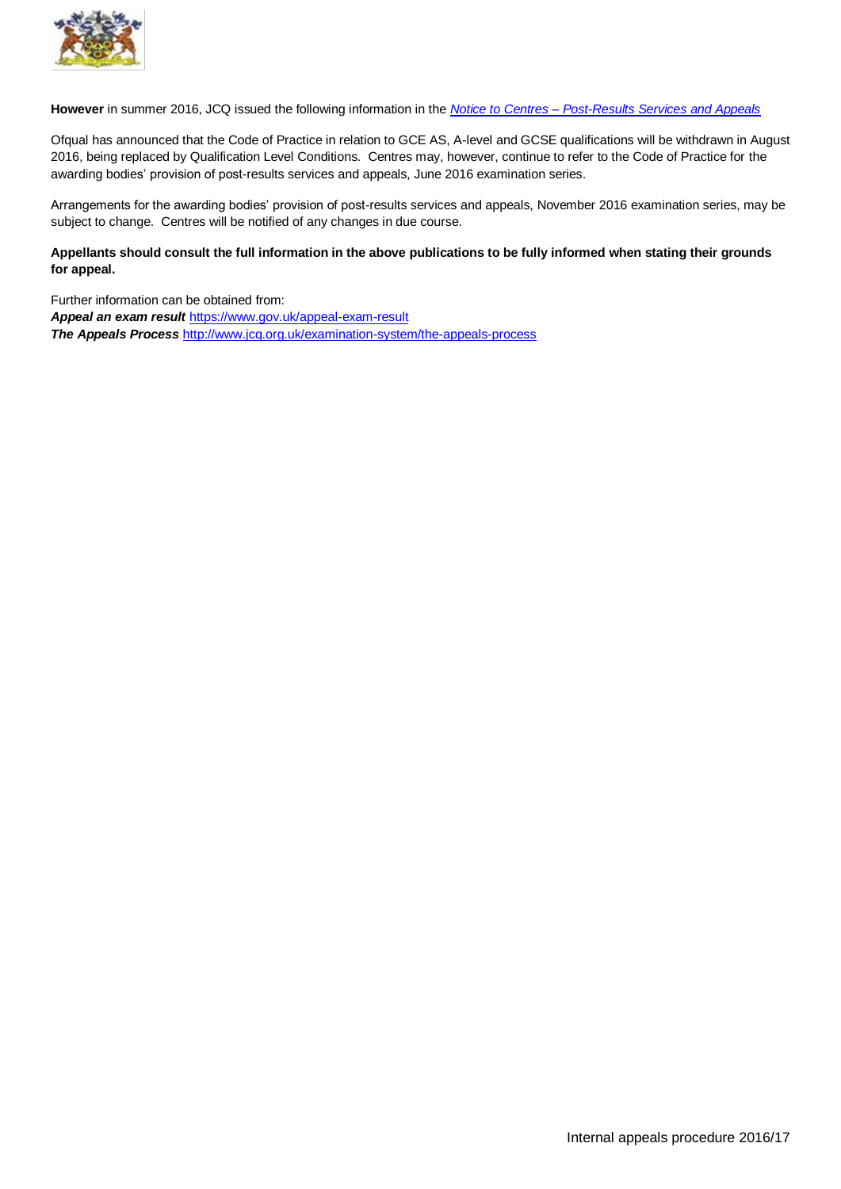**However** in summer 2016, JCQ issued the following information in the *Notice to Centres – Post-Results Services and Appeals*

Ofqual has announced that the Code of Practice in relation to GCE AS, A-level and GCSE qualifications will be withdrawn in August 2016, being replaced by Qualification Level Conditions. Centres may, however, continue to refer to the Code of Practice for the awarding bodies' provision of post-results services and appeals, June 2016 examination series.

Arrangements for the awarding bodies' provision of post-results services and appeals, November 2016 examination series, may be subject to change. Centres will be notified of any changes in due course.

**Appellants should consult the full information in the above publications to be fully informed when stating their grounds for appeal.**

Further information can be obtained from:
***Appeal an exam result*** https://www.gov.uk/appeal-exam-result
***The Appeals Process*** http://www.jcq.org.uk/examination-system/the-appeals-process